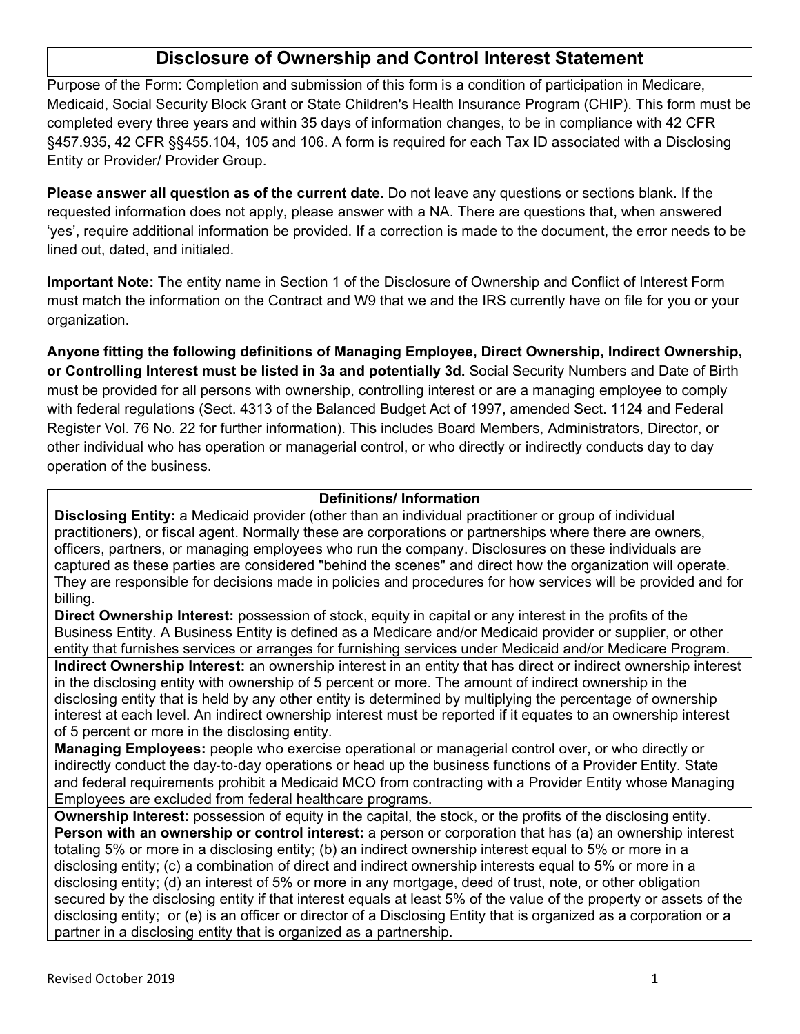# Disclosure of Ownership and Control Interest Statement

Purpose of the Form: Completion and submission of this form is a condition of participation in Medicare, Medicaid, Social Security Block Grant or State Children's Health Insurance Program (CHIP). This form must be completed every three years and within 35 days of information changes, to be in compliance with 42 CFR §457.935, 42 CFR §§455.104, 105 and 106. A form is required for each Tax ID associated with a Disclosing Entity or Provider/ Provider Group.

**Please answer all question as of the current date.** Do not leave any questions or sections blank. If the requested information does not apply, please answer with a NA. There are questions that, when answered 'yes', require additional information be provided. If a correction is made to the document, the error needs to be lined out, dated, and initialed.

**Important Note:** The entity name in Section 1 of the Disclosure of Ownership and Conflict of Interest Form must match the information on the Contract and W9 that we and the IRS currently have on file for you or your organization.

**Anyone fitting the following definitions of Managing Employee, Direct Ownership, Indirect Ownership, or Controlling Interest must be listed in 3a and potentially 3d.** Social Security Numbers and Date of Birth must be provided for all persons with ownership, controlling interest or are a managing employee to comply with federal regulations (Sect. 4313 of the Balanced Budget Act of 1997, amended Sect. 1124 and Federal Register Vol. 76 No. 22 for further information). This includes Board Members, Administrators, Director, or other individual who has operation or managerial control, or who directly or indirectly conducts day to day operation of the business.

| Definitions/ Information |
|---|
| **Disclosing Entity:** a Medicaid provider (other than an individual practitioner or group of individual practitioners), or fiscal agent. Normally these are corporations or partnerships where there are owners, officers, partners, or managing employees who run the company. Disclosures on these individuals are captured as these parties are considered "behind the scenes" and direct how the organization will operate. They are responsible for decisions made in policies and procedures for how services will be provided and for billing. |
| **Direct Ownership Interest:** possession of stock, equity in capital or any interest in the profits of the Business Entity. A Business Entity is defined as a Medicare and/or Medicaid provider or supplier, or other entity that furnishes services or arranges for furnishing services under Medicaid and/or Medicare Program. |
| **Indirect Ownership Interest:** an ownership interest in an entity that has direct or indirect ownership interest in the disclosing entity with ownership of 5 percent or more. The amount of indirect ownership in the disclosing entity that is held by any other entity is determined by multiplying the percentage of ownership interest at each level. An indirect ownership interest must be reported if it equates to an ownership interest of 5 percent or more in the disclosing entity. |
| **Managing Employees:** people who exercise operational or managerial control over, or who directly or indirectly conduct the day-to-day operations or head up the business functions of a Provider Entity. State and federal requirements prohibit a Medicaid MCO from contracting with a Provider Entity whose Managing Employees are excluded from federal healthcare programs. |
| **Ownership Interest:** possession of equity in the capital, the stock, or the profits of the disclosing entity. |
| **Person with an ownership or control interest:** a person or corporation that has (a) an ownership interest totaling 5% or more in a disclosing entity; (b) an indirect ownership interest equal to 5% or more in a disclosing entity; (c) a combination of direct and indirect ownership interests equal to 5% or more in a disclosing entity; (d) an interest of 5% or more in any mortgage, deed of trust, note, or other obligation secured by the disclosing entity if that interest equals at least 5% of the value of the property or assets of the disclosing entity; or (e) is an officer or director of a Disclosing Entity that is organized as a corporation or a partner in a disclosing entity that is organized as a partnership. |

Revised October 2019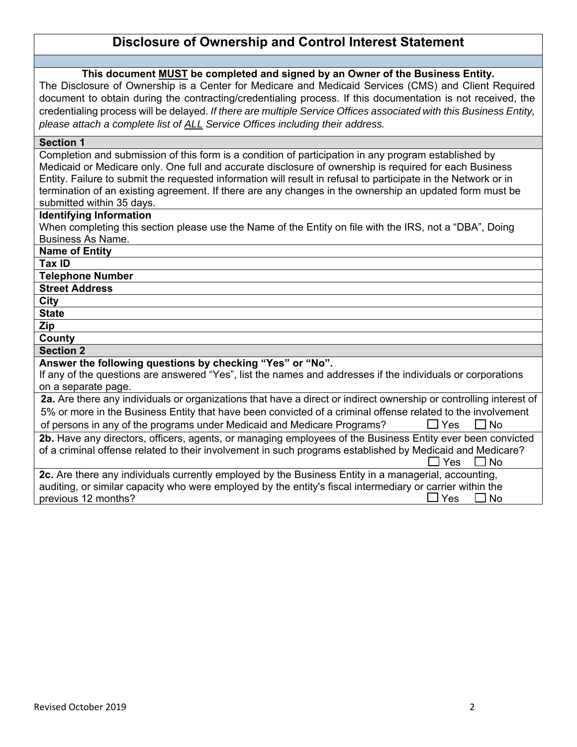# Disclosure of Ownership and Control Interest Statement

**This document MUST be completed and signed by an Owner of the Business Entity.**

The Disclosure of Ownership is a Center for Medicare and Medicaid Services (CMS) and Client Required document to obtain during the contracting/credentialing process. If this documentation is not received, the credentialing process will be delayed. *If there are multiple Service Offices associated with this Business Entity, please attach a complete list of ALL Service Offices including their address.*

## Section 1

Completion and submission of this form is a condition of participation in any program established by Medicaid or Medicare only. One full and accurate disclosure of ownership is required for each Business Entity. Failure to submit the requested information will result in refusal to participate in the Network or in termination of an existing agreement. If there are any changes in the ownership an updated form must be submitted within 35 days.

**Identifying Information**

When completing this section please use the Name of the Entity on file with the IRS, not a "DBA", Doing Business As Name.

| | |
|---|---|
| **Name of Entity** | |
| **Tax ID** | |
| **Telephone Number** | |
| **Street Address** | |
| **City** | |
| **State** | |
| **Zip** | |
| **County** | |

## Section 2

**Answer the following questions by checking "Yes" or "No".**

If any of the questions are answered "Yes", list the names and addresses if the individuals or corporations on a separate page.

**2a.** Are there any individuals or organizations that have a direct or indirect ownership or controlling interest of 5% or more in the Business Entity that have been convicted of a criminal offense related to the involvement of persons in any of the programs under Medicaid and Medicare Programs? ☐ Yes ☐ No

**2b.** Have any directors, officers, agents, or managing employees of the Business Entity ever been convicted of a criminal offense related to their involvement in such programs established by Medicaid and Medicare? ☐ Yes ☐ No

**2c.** Are there any individuals currently employed by the Business Entity in a managerial, accounting, auditing, or similar capacity who were employed by the entity's fiscal intermediary or carrier within the previous 12 months? ☐ Yes ☐ No

Revised October 2019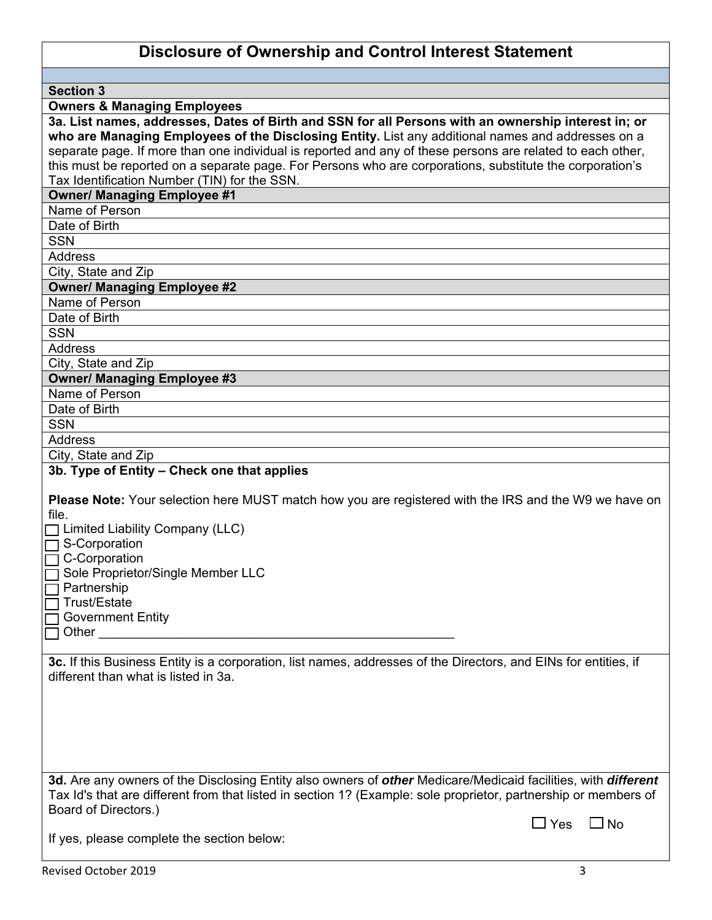# Disclosure of Ownership and Control Interest Statement

**Section 3**

**Owners & Managing Employees**

**3a. List names, addresses, Dates of Birth and SSN for all Persons with an ownership interest in; or who are Managing Employees of the Disclosing Entity.** List any additional names and addresses on a separate page. If more than one individual is reported and any of these persons are related to each other, this must be reported on a separate page. For Persons who are corporations, substitute the corporation's Tax Identification Number (TIN) for the SSN.

| **Owner/ Managing Employee #1** | |
|---|---|
| Name of Person | |
| Date of Birth | |
| SSN | |
| Address | |
| City, State and Zip | |

| **Owner/ Managing Employee #2** | |
|---|---|
| Name of Person | |
| Date of Birth | |
| SSN | |
| Address | |
| City, State and Zip | |

| **Owner/ Managing Employee #3** | |
|---|---|
| Name of Person | |
| Date of Birth | |
| SSN | |
| Address | |
| City, State and Zip | |

**3b. Type of Entity – Check one that applies**

**Please Note:** Your selection here MUST match how you are registered with the IRS and the W9 we have on file.

- ☐ Limited Liability Company (LLC)
- ☐ S-Corporation
- ☐ C-Corporation
- ☐ Sole Proprietor/Single Member LLC
- ☐ Partnership
- ☐ Trust/Estate
- ☐ Government Entity
- ☐ Other ___________________________________________________

**3c.** If this Business Entity is a corporation, list names, addresses of the Directors, and EINs for entities, if different than what is listed in 3a.

**3d.** Are any owners of the Disclosing Entity also owners of ***other*** Medicare/Medicaid facilities, with ***different*** Tax Id's that are different from that listed in section 1? (Example: sole proprietor, partnership or members of Board of Directors.)

☐ Yes ☐ No

If yes, please complete the section below:

Revised October 2019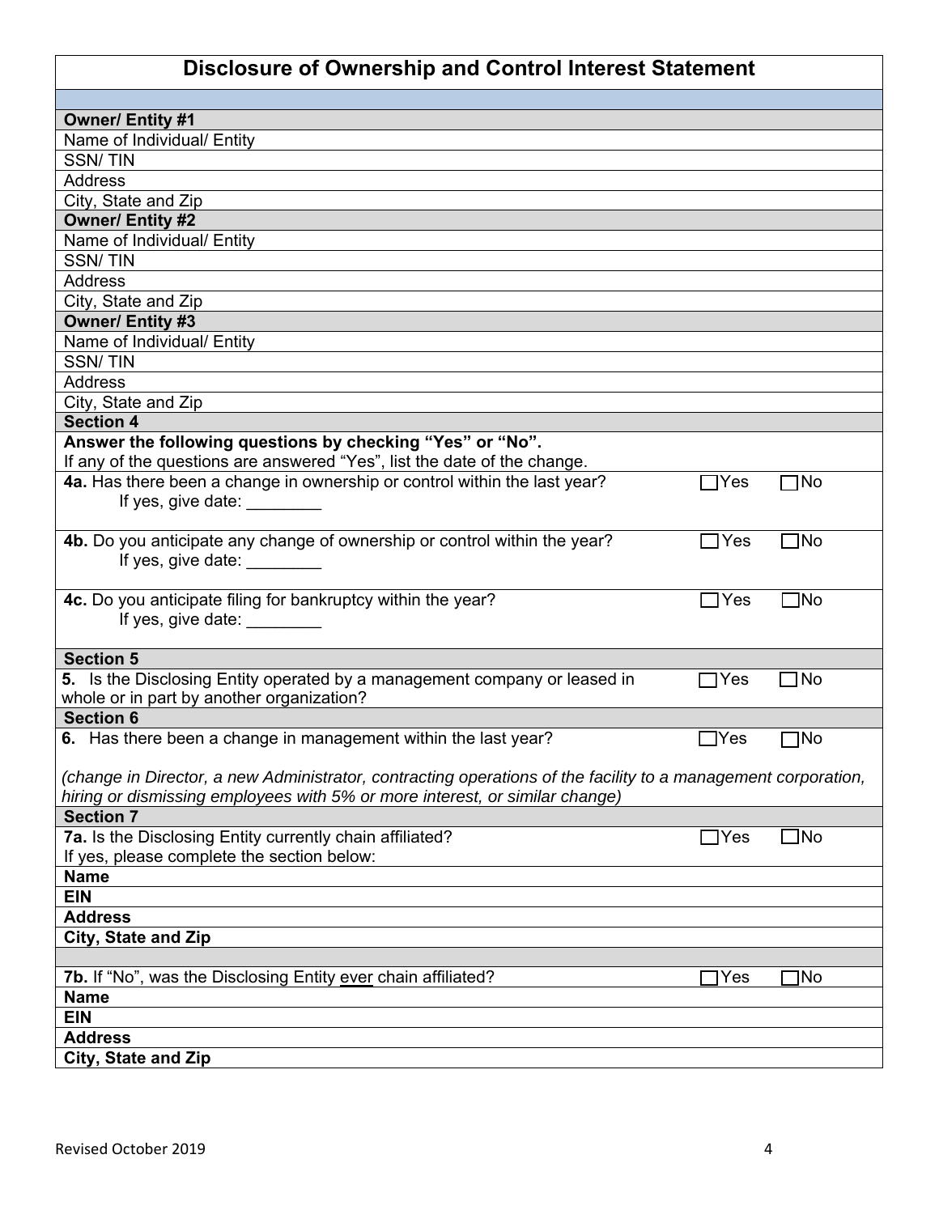# Disclosure of Ownership and Control Interest Statement

| | | |
|---|---|---|
| **Owner/ Entity #1** | | |
| Name of Individual/ Entity | | |
| SSN/ TIN | | |
| Address | | |
| City, State and Zip | | |
| **Owner/ Entity #2** | | |
| Name of Individual/ Entity | | |
| SSN/ TIN | | |
| Address | | |
| City, State and Zip | | |
| **Owner/ Entity #3** | | |
| Name of Individual/ Entity | | |
| SSN/ TIN | | |
| Address | | |
| City, State and Zip | | |
| **Section 4** | | |
| **Answer the following questions by checking "Yes" or "No".** If any of the questions are answered "Yes", list the date of the change. | | |
| **4a.** Has there been a change in ownership or control within the last year? If yes, give date: ________ | ☐Yes | ☐No |
| **4b.** Do you anticipate any change of ownership or control within the year? If yes, give date: ________ | ☐Yes | ☐No |
| **4c.** Do you anticipate filing for bankruptcy within the year? If yes, give date: ________ | ☐Yes | ☐No |
| **Section 5** | | |
| **5.** Is the Disclosing Entity operated by a management company or leased in whole or in part by another organization? | ☐Yes | ☐No |
| **Section 6** | | |
| **6.** Has there been a change in management within the last year? *(change in Director, a new Administrator, contracting operations of the facility to a management corporation, hiring or dismissing employees with 5% or more interest, or similar change)* | ☐Yes | ☐No |
| **Section 7** | | |
| **7a.** Is the Disclosing Entity currently chain affiliated? If yes, please complete the section below: | ☐Yes | ☐No |
| **Name** | | |
| **EIN** | | |
| **Address** | | |
| **City, State and Zip** | | |
| **7b.** If "No", was the Disclosing Entity ever chain affiliated? | ☐Yes | ☐No |
| **Name** | | |
| **EIN** | | |
| **Address** | | |
| **City, State and Zip** | | |

Revised October 2019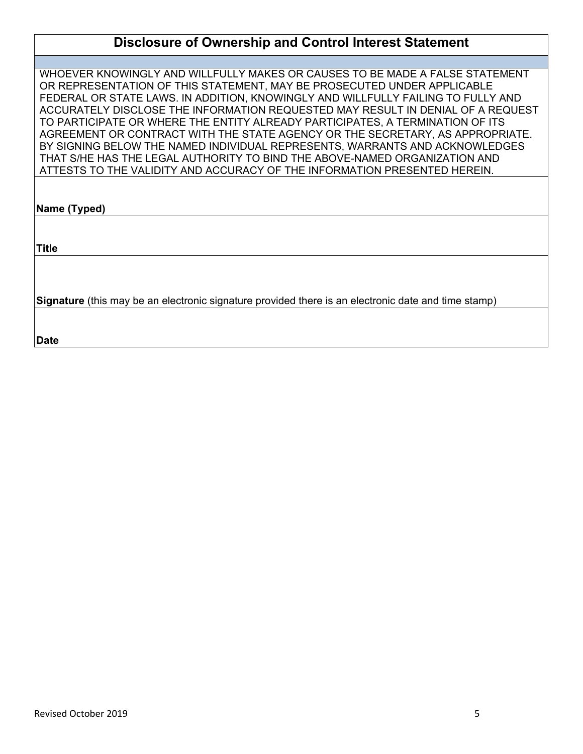## Disclosure of Ownership and Control Interest Statement

WHOEVER KNOWINGLY AND WILLFULLY MAKES OR CAUSES TO BE MADE A FALSE STATEMENT OR REPRESENTATION OF THIS STATEMENT, MAY BE PROSECUTED UNDER APPLICABLE FEDERAL OR STATE LAWS. IN ADDITION, KNOWINGLY AND WILLFULLY FAILING TO FULLY AND ACCURATELY DISCLOSE THE INFORMATION REQUESTED MAY RESULT IN DENIAL OF A REQUEST TO PARTICIPATE OR WHERE THE ENTITY ALREADY PARTICIPATES, A TERMINATION OF ITS AGREEMENT OR CONTRACT WITH THE STATE AGENCY OR THE SECRETARY, AS APPROPRIATE. BY SIGNING BELOW THE NAMED INDIVIDUAL REPRESENTS, WARRANTS AND ACKNOWLEDGES THAT S/HE HAS THE LEGAL AUTHORITY TO BIND THE ABOVE-NAMED ORGANIZATION AND ATTESTS TO THE VALIDITY AND ACCURACY OF THE INFORMATION PRESENTED HEREIN.

**Name (Typed)**

**Title**

**Signature** (this may be an electronic signature provided there is an electronic date and time stamp)

**Date**

Revised October 2019